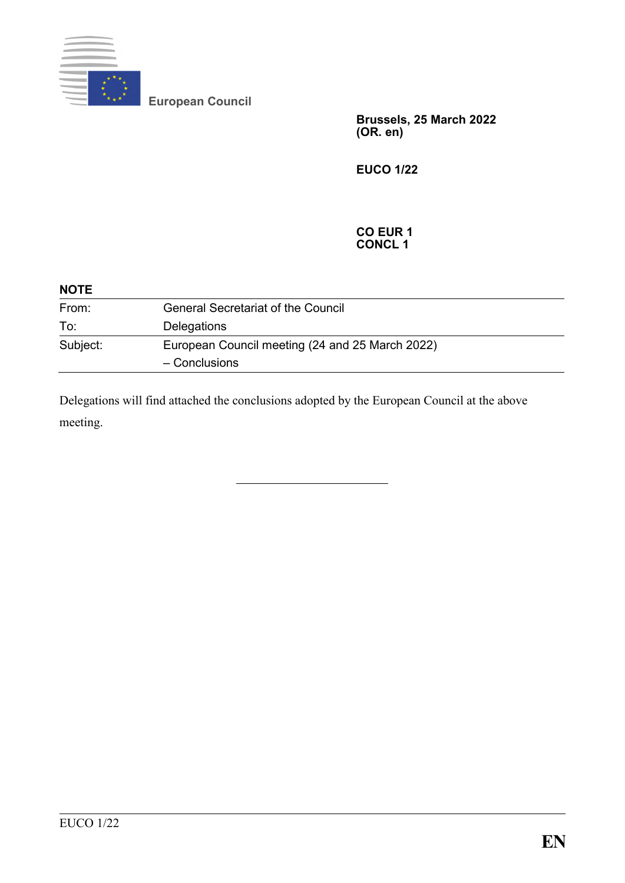European Council

**Brussels, 25 March 2022**
**(OR. en)**

**EUCO 1/22**

**CO EUR 1**
**CONCL 1**

**NOTE**

| | |
|---|---|
| From: | General Secretariat of the Council |
| To: | Delegations |
| Subject: | European Council meeting (24 and 25 March 2022) – Conclusions |

Delegations will find attached the conclusions adopted by the European Council at the above meeting.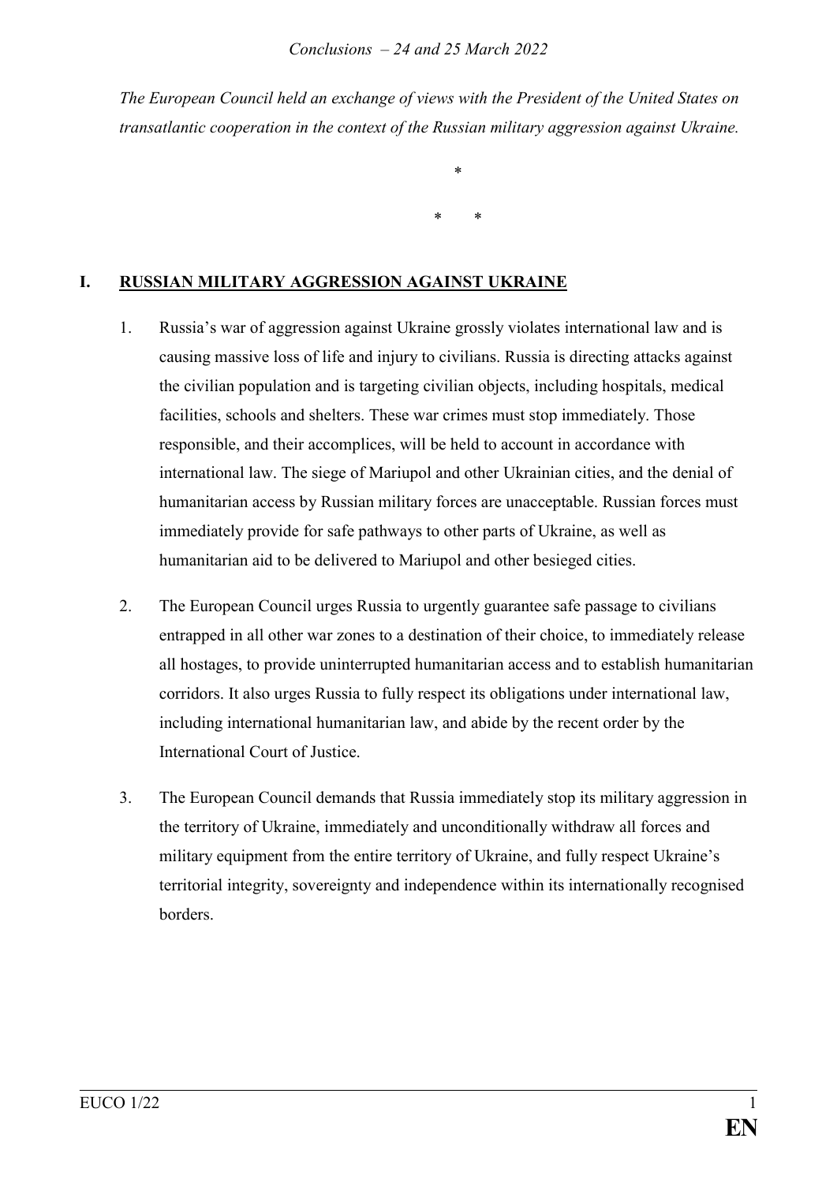*The European Council held an exchange of views with the President of the United States on transatlantic cooperation in the context of the Russian military aggression against Ukraine.*

\*

\* \*

## I. RUSSIAN MILITARY AGGRESSION AGAINST UKRAINE

1. Russia's war of aggression against Ukraine grossly violates international law and is causing massive loss of life and injury to civilians. Russia is directing attacks against the civilian population and is targeting civilian objects, including hospitals, medical facilities, schools and shelters. These war crimes must stop immediately. Those responsible, and their accomplices, will be held to account in accordance with international law. The siege of Mariupol and other Ukrainian cities, and the denial of humanitarian access by Russian military forces are unacceptable. Russian forces must immediately provide for safe pathways to other parts of Ukraine, as well as humanitarian aid to be delivered to Mariupol and other besieged cities.

2. The European Council urges Russia to urgently guarantee safe passage to civilians entrapped in all other war zones to a destination of their choice, to immediately release all hostages, to provide uninterrupted humanitarian access and to establish humanitarian corridors. It also urges Russia to fully respect its obligations under international law, including international humanitarian law, and abide by the recent order by the International Court of Justice.

3. The European Council demands that Russia immediately stop its military aggression in the territory of Ukraine, immediately and unconditionally withdraw all forces and military equipment from the entire territory of Ukraine, and fully respect Ukraine's territorial integrity, sovereignty and independence within its internationally recognised borders.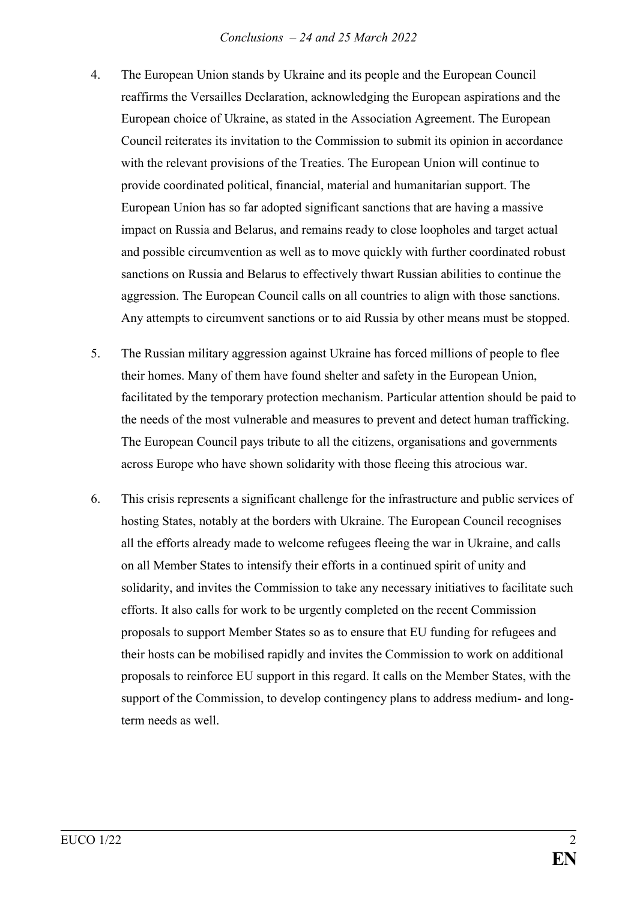4. The European Union stands by Ukraine and its people and the European Council reaffirms the Versailles Declaration, acknowledging the European aspirations and the European choice of Ukraine, as stated in the Association Agreement. The European Council reiterates its invitation to the Commission to submit its opinion in accordance with the relevant provisions of the Treaties. The European Union will continue to provide coordinated political, financial, material and humanitarian support. The European Union has so far adopted significant sanctions that are having a massive impact on Russia and Belarus, and remains ready to close loopholes and target actual and possible circumvention as well as to move quickly with further coordinated robust sanctions on Russia and Belarus to effectively thwart Russian abilities to continue the aggression. The European Council calls on all countries to align with those sanctions. Any attempts to circumvent sanctions or to aid Russia by other means must be stopped.

5. The Russian military aggression against Ukraine has forced millions of people to flee their homes. Many of them have found shelter and safety in the European Union, facilitated by the temporary protection mechanism. Particular attention should be paid to the needs of the most vulnerable and measures to prevent and detect human trafficking. The European Council pays tribute to all the citizens, organisations and governments across Europe who have shown solidarity with those fleeing this atrocious war.

6. This crisis represents a significant challenge for the infrastructure and public services of hosting States, notably at the borders with Ukraine. The European Council recognises all the efforts already made to welcome refugees fleeing the war in Ukraine, and calls on all Member States to intensify their efforts in a continued spirit of unity and solidarity, and invites the Commission to take any necessary initiatives to facilitate such efforts. It also calls for work to be urgently completed on the recent Commission proposals to support Member States so as to ensure that EU funding for refugees and their hosts can be mobilised rapidly and invites the Commission to work on additional proposals to reinforce EU support in this regard. It calls on the Member States, with the support of the Commission, to develop contingency plans to address medium- and long-term needs as well.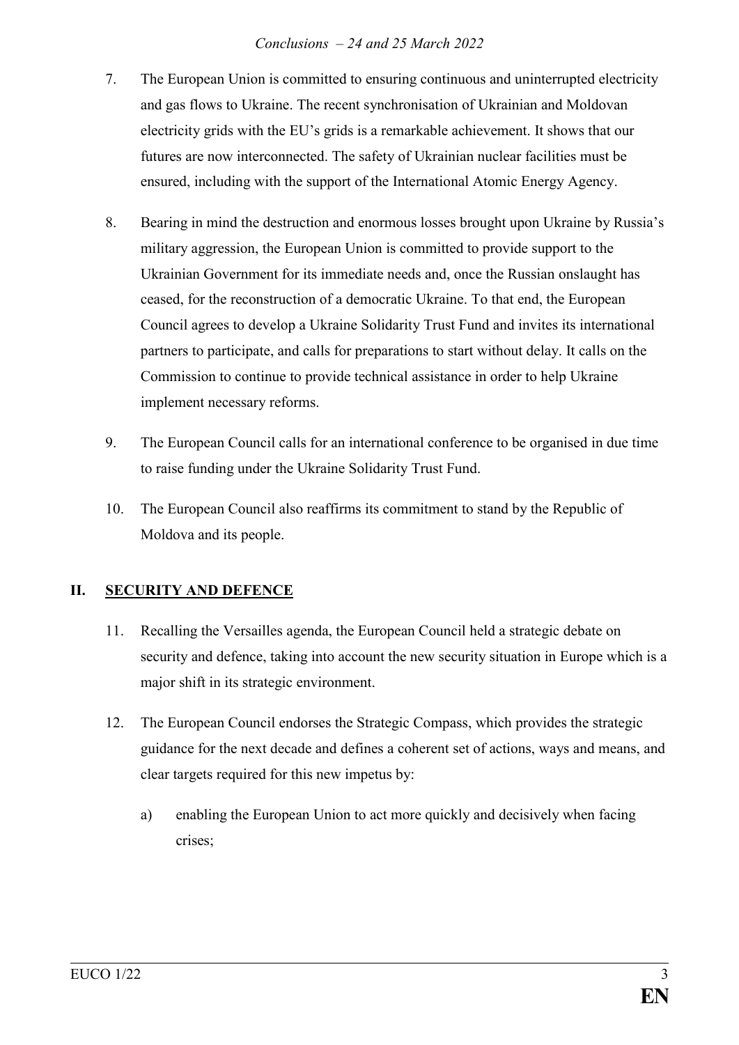7. The European Union is committed to ensuring continuous and uninterrupted electricity and gas flows to Ukraine. The recent synchronisation of Ukrainian and Moldovan electricity grids with the EU's grids is a remarkable achievement. It shows that our futures are now interconnected. The safety of Ukrainian nuclear facilities must be ensured, including with the support of the International Atomic Energy Agency.

8. Bearing in mind the destruction and enormous losses brought upon Ukraine by Russia's military aggression, the European Union is committed to provide support to the Ukrainian Government for its immediate needs and, once the Russian onslaught has ceased, for the reconstruction of a democratic Ukraine. To that end, the European Council agrees to develop a Ukraine Solidarity Trust Fund and invites its international partners to participate, and calls for preparations to start without delay. It calls on the Commission to continue to provide technical assistance in order to help Ukraine implement necessary reforms.

9. The European Council calls for an international conference to be organised in due time to raise funding under the Ukraine Solidarity Trust Fund.

10. The European Council also reaffirms its commitment to stand by the Republic of Moldova and its people.

## II. SECURITY AND DEFENCE

11. Recalling the Versailles agenda, the European Council held a strategic debate on security and defence, taking into account the new security situation in Europe which is a major shift in its strategic environment.

12. The European Council endorses the Strategic Compass, which provides the strategic guidance for the next decade and defines a coherent set of actions, ways and means, and clear targets required for this new impetus by:

    a) enabling the European Union to act more quickly and decisively when facing crises;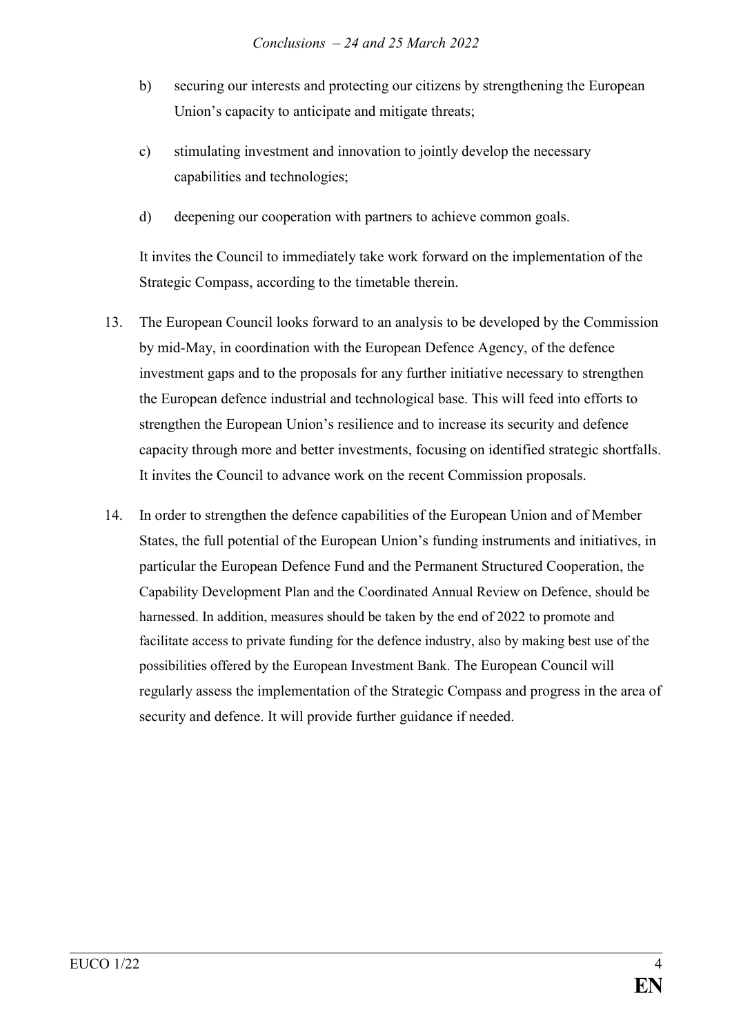b) securing our interests and protecting our citizens by strengthening the European Union's capacity to anticipate and mitigate threats;

c) stimulating investment and innovation to jointly develop the necessary capabilities and technologies;

d) deepening our cooperation with partners to achieve common goals.

It invites the Council to immediately take work forward on the implementation of the Strategic Compass, according to the timetable therein.

13. The European Council looks forward to an analysis to be developed by the Commission by mid-May, in coordination with the European Defence Agency, of the defence investment gaps and to the proposals for any further initiative necessary to strengthen the European defence industrial and technological base. This will feed into efforts to strengthen the European Union's resilience and to increase its security and defence capacity through more and better investments, focusing on identified strategic shortfalls. It invites the Council to advance work on the recent Commission proposals.

14. In order to strengthen the defence capabilities of the European Union and of Member States, the full potential of the European Union's funding instruments and initiatives, in particular the European Defence Fund and the Permanent Structured Cooperation, the Capability Development Plan and the Coordinated Annual Review on Defence, should be harnessed. In addition, measures should be taken by the end of 2022 to promote and facilitate access to private funding for the defence industry, also by making best use of the possibilities offered by the European Investment Bank. The European Council will regularly assess the implementation of the Strategic Compass and progress in the area of security and defence. It will provide further guidance if needed.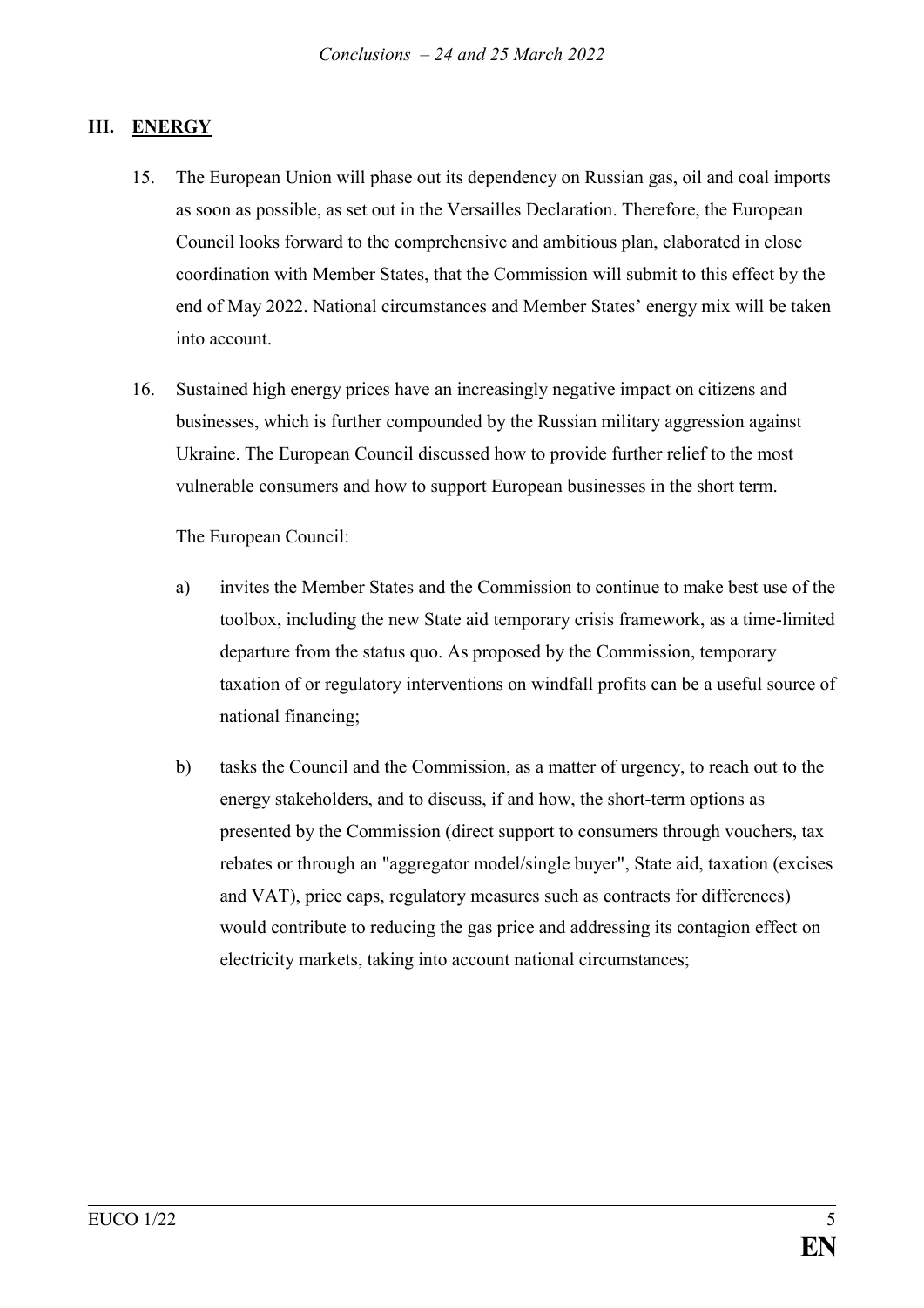## III. ENERGY

15. The European Union will phase out its dependency on Russian gas, oil and coal imports as soon as possible, as set out in the Versailles Declaration. Therefore, the European Council looks forward to the comprehensive and ambitious plan, elaborated in close coordination with Member States, that the Commission will submit to this effect by the end of May 2022. National circumstances and Member States' energy mix will be taken into account.

16. Sustained high energy prices have an increasingly negative impact on citizens and businesses, which is further compounded by the Russian military aggression against Ukraine. The European Council discussed how to provide further relief to the most vulnerable consumers and how to support European businesses in the short term.

    The European Council:

    a) invites the Member States and the Commission to continue to make best use of the toolbox, including the new State aid temporary crisis framework, as a time-limited departure from the status quo. As proposed by the Commission, temporary taxation of or regulatory interventions on windfall profits can be a useful source of national financing;

    b) tasks the Council and the Commission, as a matter of urgency, to reach out to the energy stakeholders, and to discuss, if and how, the short-term options as presented by the Commission (direct support to consumers through vouchers, tax rebates or through an "aggregator model/single buyer", State aid, taxation (excises and VAT), price caps, regulatory measures such as contracts for differences) would contribute to reducing the gas price and addressing its contagion effect on electricity markets, taking into account national circumstances;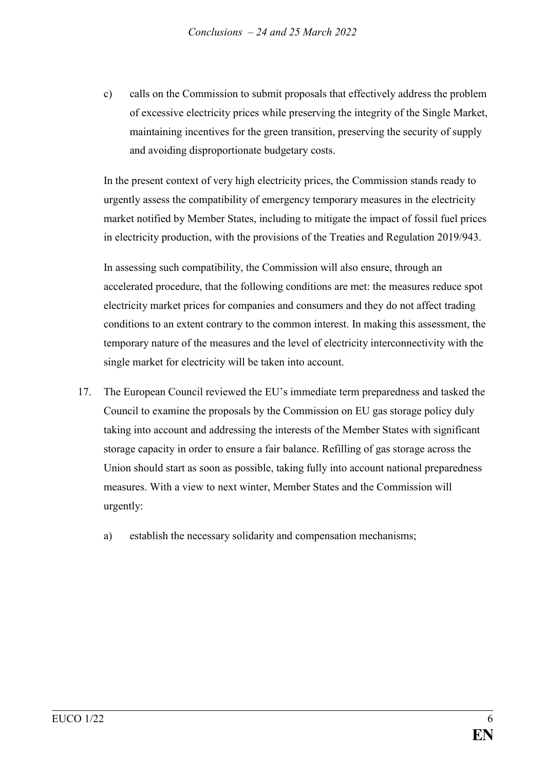c) calls on the Commission to submit proposals that effectively address the problem of excessive electricity prices while preserving the integrity of the Single Market, maintaining incentives for the green transition, preserving the security of supply and avoiding disproportionate budgetary costs.

In the present context of very high electricity prices, the Commission stands ready to urgently assess the compatibility of emergency temporary measures in the electricity market notified by Member States, including to mitigate the impact of fossil fuel prices in electricity production, with the provisions of the Treaties and Regulation 2019/943.

In assessing such compatibility, the Commission will also ensure, through an accelerated procedure, that the following conditions are met: the measures reduce spot electricity market prices for companies and consumers and they do not affect trading conditions to an extent contrary to the common interest. In making this assessment, the temporary nature of the measures and the level of electricity interconnectivity with the single market for electricity will be taken into account.

17. The European Council reviewed the EU's immediate term preparedness and tasked the Council to examine the proposals by the Commission on EU gas storage policy duly taking into account and addressing the interests of the Member States with significant storage capacity in order to ensure a fair balance. Refilling of gas storage across the Union should start as soon as possible, taking fully into account national preparedness measures. With a view to next winter, Member States and the Commission will urgently:

    a) establish the necessary solidarity and compensation mechanisms;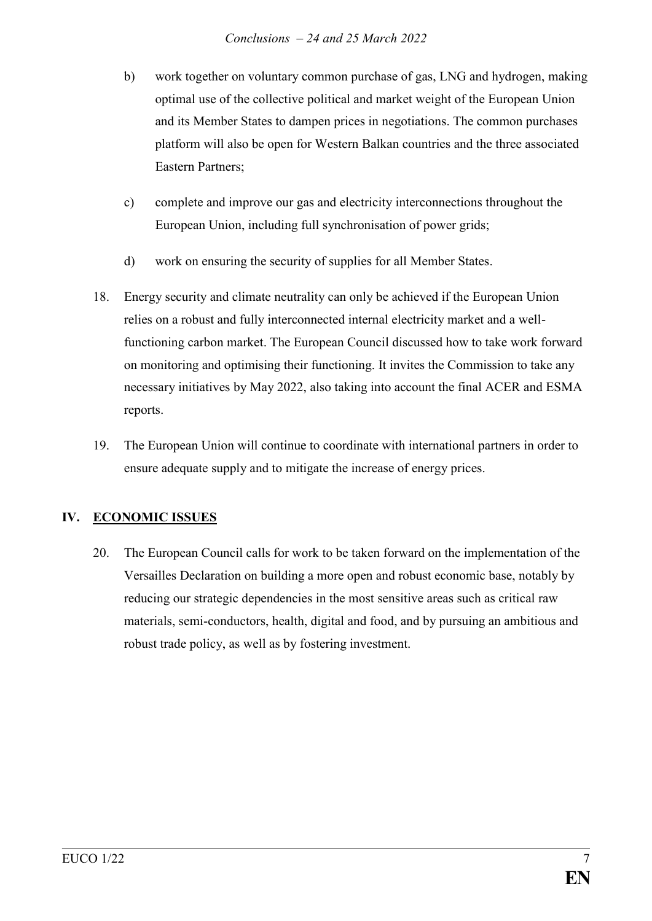b) work together on voluntary common purchase of gas, LNG and hydrogen, making optimal use of the collective political and market weight of the European Union and its Member States to dampen prices in negotiations. The common purchases platform will also be open for Western Balkan countries and the three associated Eastern Partners;

c) complete and improve our gas and electricity interconnections throughout the European Union, including full synchronisation of power grids;

d) work on ensuring the security of supplies for all Member States.

18. Energy security and climate neutrality can only be achieved if the European Union relies on a robust and fully interconnected internal electricity market and a well-functioning carbon market. The European Council discussed how to take work forward on monitoring and optimising their functioning. It invites the Commission to take any necessary initiatives by May 2022, also taking into account the final ACER and ESMA reports.

19. The European Union will continue to coordinate with international partners in order to ensure adequate supply and to mitigate the increase of energy prices.

## IV. <u>ECONOMIC ISSUES</u>

20. The European Council calls for work to be taken forward on the implementation of the Versailles Declaration on building a more open and robust economic base, notably by reducing our strategic dependencies in the most sensitive areas such as critical raw materials, semi-conductors, health, digital and food, and by pursuing an ambitious and robust trade policy, as well as by fostering investment.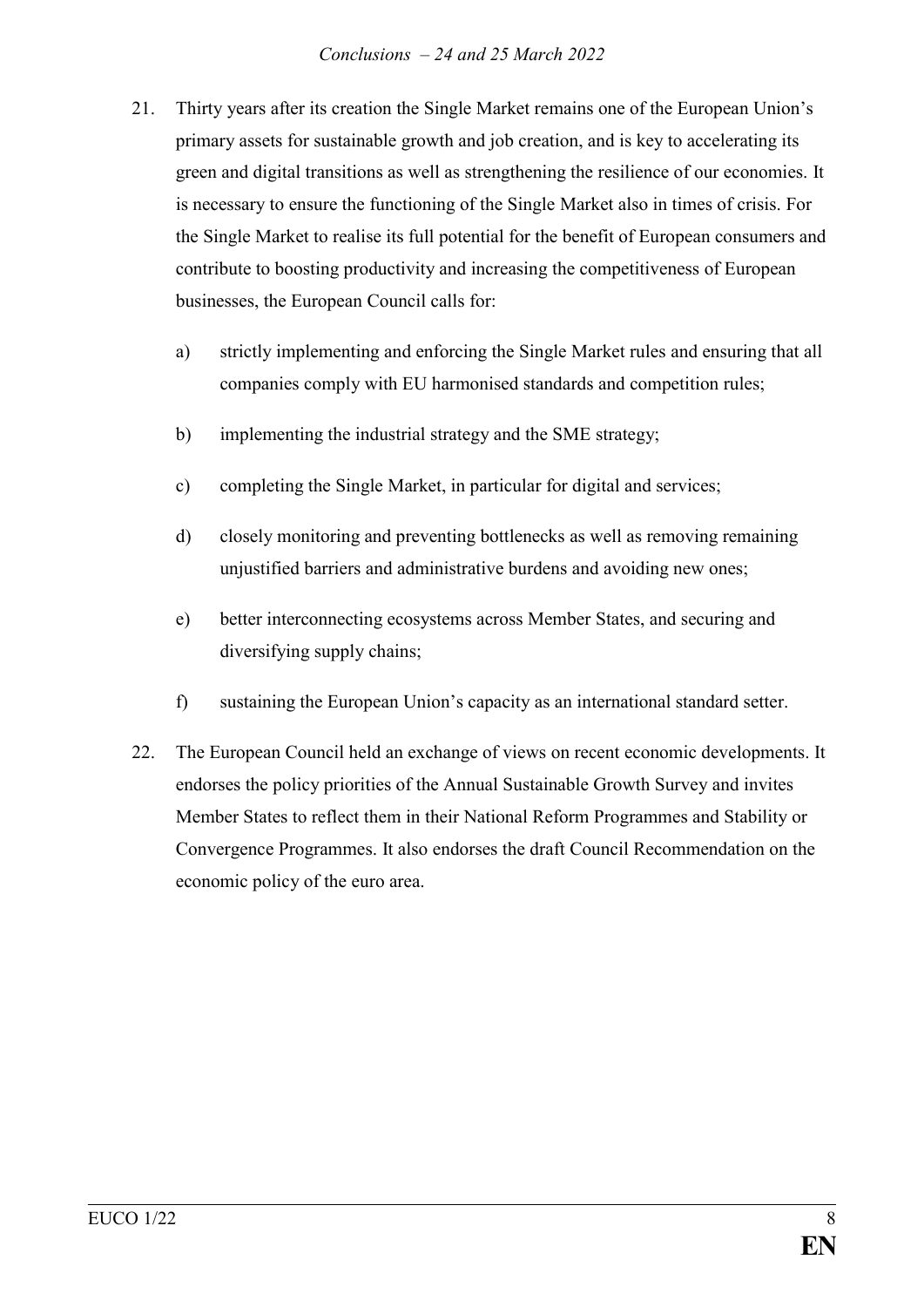21. Thirty years after its creation the Single Market remains one of the European Union's primary assets for sustainable growth and job creation, and is key to accelerating its green and digital transitions as well as strengthening the resilience of our economies. It is necessary to ensure the functioning of the Single Market also in times of crisis. For the Single Market to realise its full potential for the benefit of European consumers and contribute to boosting productivity and increasing the competitiveness of European businesses, the European Council calls for:

    a) strictly implementing and enforcing the Single Market rules and ensuring that all companies comply with EU harmonised standards and competition rules;

    b) implementing the industrial strategy and the SME strategy;

    c) completing the Single Market, in particular for digital and services;

    d) closely monitoring and preventing bottlenecks as well as removing remaining unjustified barriers and administrative burdens and avoiding new ones;

    e) better interconnecting ecosystems across Member States, and securing and diversifying supply chains;

    f) sustaining the European Union's capacity as an international standard setter.

22. The European Council held an exchange of views on recent economic developments. It endorses the policy priorities of the Annual Sustainable Growth Survey and invites Member States to reflect them in their National Reform Programmes and Stability or Convergence Programmes. It also endorses the draft Council Recommendation on the economic policy of the euro area.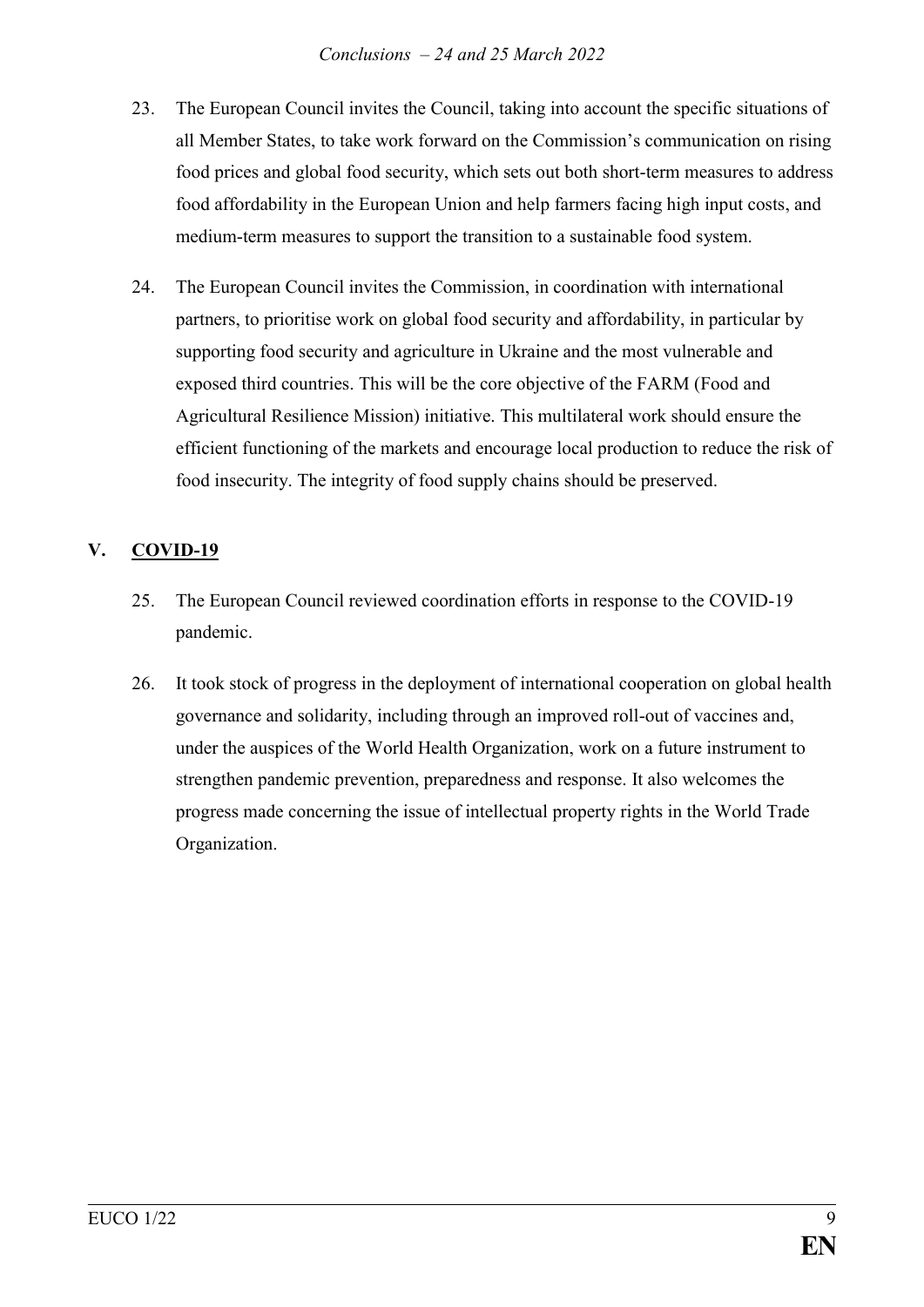23. The European Council invites the Council, taking into account the specific situations of all Member States, to take work forward on the Commission's communication on rising food prices and global food security, which sets out both short-term measures to address food affordability in the European Union and help farmers facing high input costs, and medium-term measures to support the transition to a sustainable food system.

24. The European Council invites the Commission, in coordination with international partners, to prioritise work on global food security and affordability, in particular by supporting food security and agriculture in Ukraine and the most vulnerable and exposed third countries. This will be the core objective of the FARM (Food and Agricultural Resilience Mission) initiative. This multilateral work should ensure the efficient functioning of the markets and encourage local production to reduce the risk of food insecurity. The integrity of food supply chains should be preserved.

## V. COVID-19

25. The European Council reviewed coordination efforts in response to the COVID-19 pandemic.

26. It took stock of progress in the deployment of international cooperation on global health governance and solidarity, including through an improved roll-out of vaccines and, under the auspices of the World Health Organization, work on a future instrument to strengthen pandemic prevention, preparedness and response. It also welcomes the progress made concerning the issue of intellectual property rights in the World Trade Organization.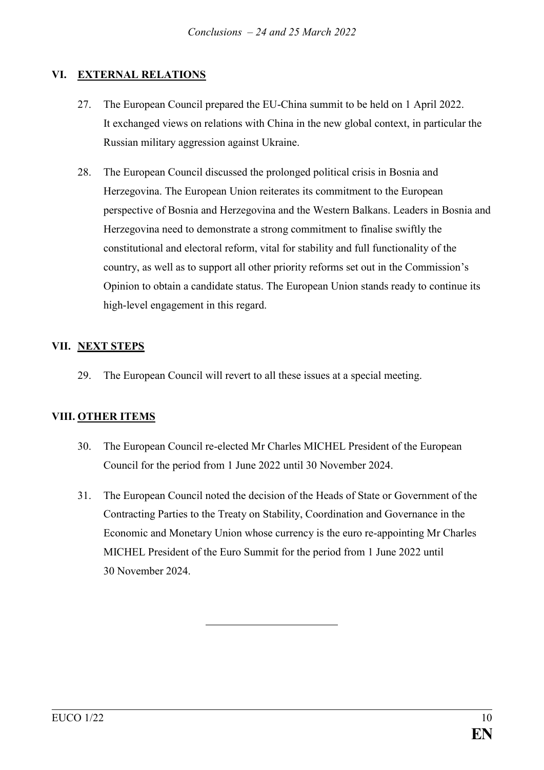## VI. EXTERNAL RELATIONS

27. The European Council prepared the EU-China summit to be held on 1 April 2022. It exchanged views on relations with China in the new global context, in particular the Russian military aggression against Ukraine.

28. The European Council discussed the prolonged political crisis in Bosnia and Herzegovina. The European Union reiterates its commitment to the European perspective of Bosnia and Herzegovina and the Western Balkans. Leaders in Bosnia and Herzegovina need to demonstrate a strong commitment to finalise swiftly the constitutional and electoral reform, vital for stability and full functionality of the country, as well as to support all other priority reforms set out in the Commission's Opinion to obtain a candidate status. The European Union stands ready to continue its high-level engagement in this regard.

## VII. NEXT STEPS

29. The European Council will revert to all these issues at a special meeting.

## VIII. OTHER ITEMS

30. The European Council re-elected Mr Charles MICHEL President of the European Council for the period from 1 June 2022 until 30 November 2024.

31. The European Council noted the decision of the Heads of State or Government of the Contracting Parties to the Treaty on Stability, Coordination and Governance in the Economic and Monetary Union whose currency is the euro re-appointing Mr Charles MICHEL President of the Euro Summit for the period from 1 June 2022 until 30 November 2024.